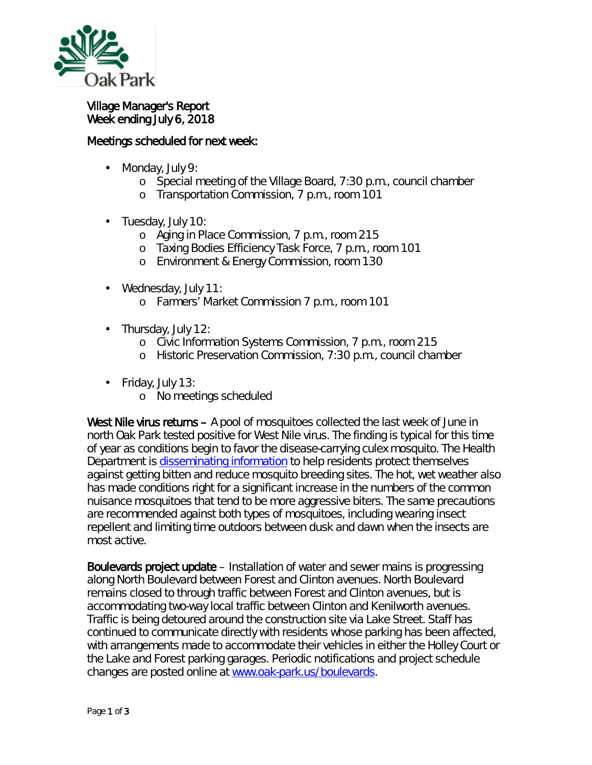Village Manager's Report
Week ending July 6, 2018

Meetings scheduled for next week:

- Monday, July 9:
  - Special meeting of the Village Board, 7:30 p.m., council chamber
  - Transportation Commission, 7 p.m., room 101
- Tuesday, July 10:
  - Aging in Place Commission, 7 p.m., room 215
  - Taxing Bodies Efficiency Task Force, 7 p.m., room 101
  - Environment & Energy Commission, room 130
- Wednesday, July 11:
  - Farmers' Market Commission 7 p.m., room 101
- Thursday, July 12:
  - Civic Information Systems Commission, 7 p.m., room 215
  - Historic Preservation Commission, 7:30 p.m., council chamber
- Friday, July 13:
  - No meetings scheduled

**West Nile virus returns** – A pool of mosquitoes collected the last week of June in north Oak Park tested positive for West Nile virus. The finding is typical for this time of year as conditions begin to favor the disease-carrying culex mosquito. The Health Department is [disseminating information]() to help residents protect themselves against getting bitten and reduce mosquito breeding sites. The hot, wet weather also has made conditions right for a significant increase in the numbers of the common nuisance mosquitoes that tend to be more aggressive biters. The same precautions are recommended against both types of mosquitoes, including wearing insect repellent and limiting time outdoors between dusk and dawn when the insects are most active.

**Boulevards project update** – Installation of water and sewer mains is progressing along North Boulevard between Forest and Clinton avenues. North Boulevard remains closed to through traffic between Forest and Clinton avenues, but is accommodating two-way local traffic between Clinton and Kenilworth avenues. Traffic is being detoured around the construction site via Lake Street. Staff has continued to communicate directly with residents whose parking has been affected, with arrangements made to accommodate their vehicles in either the Holley Court or the Lake and Forest parking garages. Periodic notifications and project schedule changes are posted online at [www.oak-park.us/boulevards](www.oak-park.us/boulevards).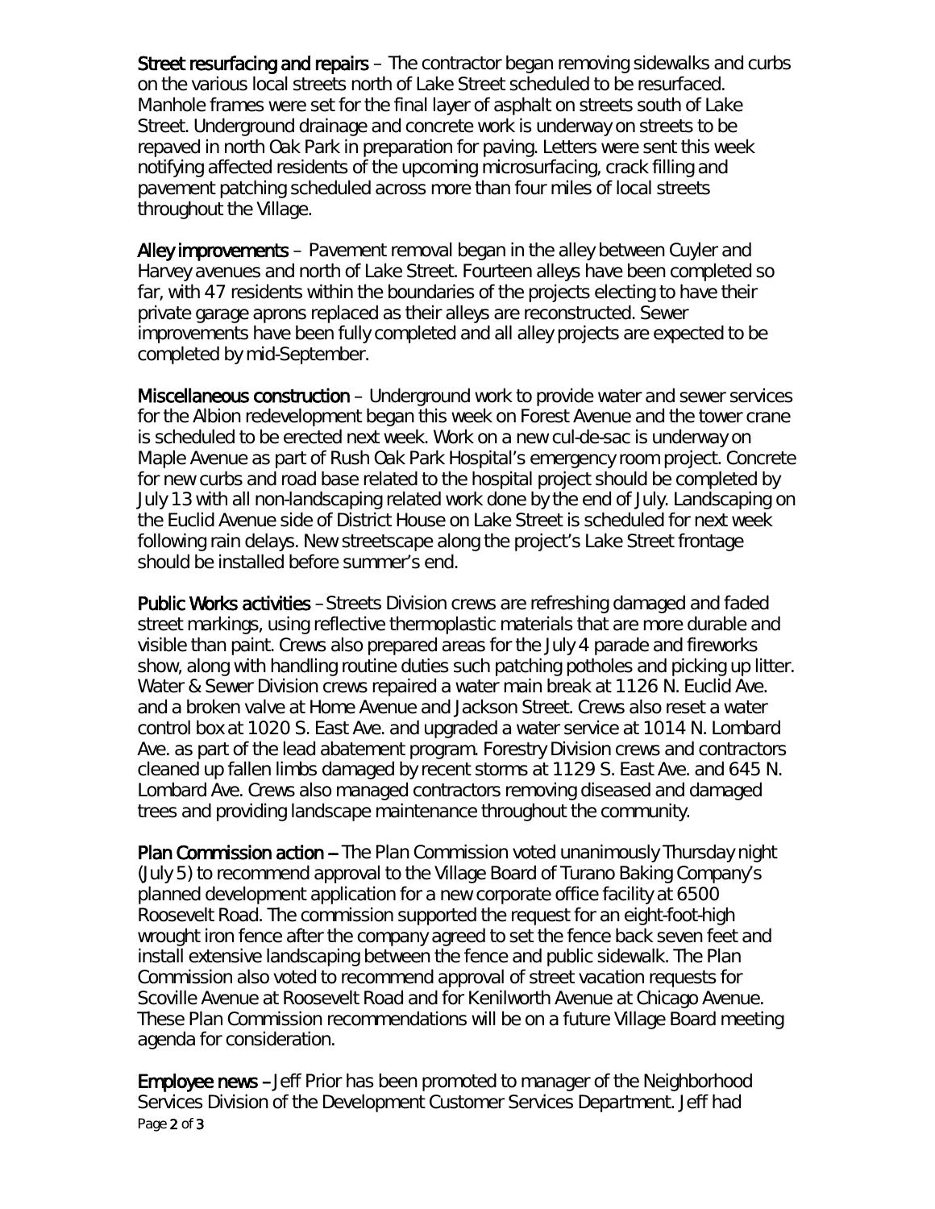**Street resurfacing and repairs** – The contractor began removing sidewalks and curbs on the various local streets north of Lake Street scheduled to be resurfaced. Manhole frames were set for the final layer of asphalt on streets south of Lake Street. Underground drainage and concrete work is underway on streets to be repaved in north Oak Park in preparation for paving. Letters were sent this week notifying affected residents of the upcoming microsurfacing, crack filling and pavement patching scheduled across more than four miles of local streets throughout the Village.

**Alley improvements** – Pavement removal began in the alley between Cuyler and Harvey avenues and north of Lake Street. Fourteen alleys have been completed so far, with 47 residents within the boundaries of the projects electing to have their private garage aprons replaced as their alleys are reconstructed. Sewer improvements have been fully completed and all alley projects are expected to be completed by mid-September.

**Miscellaneous construction** – Underground work to provide water and sewer services for the Albion redevelopment began this week on Forest Avenue and the tower crane is scheduled to be erected next week. Work on a new cul-de-sac is underway on Maple Avenue as part of Rush Oak Park Hospital's emergency room project. Concrete for new curbs and road base related to the hospital project should be completed by July 13 with all non-landscaping related work done by the end of July. Landscaping on the Euclid Avenue side of District House on Lake Street is scheduled for next week following rain delays. New streetscape along the project's Lake Street frontage should be installed before summer's end.

**Public Works activities** – Streets Division crews are refreshing damaged and faded street markings, using reflective thermoplastic materials that are more durable and visible than paint. Crews also prepared areas for the July 4 parade and fireworks show, along with handling routine duties such patching potholes and picking up litter. Water & Sewer Division crews repaired a water main break at 1126 N. Euclid Ave. and a broken valve at Home Avenue and Jackson Street. Crews also reset a water control box at 1020 S. East Ave. and upgraded a water service at 1014 N. Lombard Ave. as part of the lead abatement program. Forestry Division crews and contractors cleaned up fallen limbs damaged by recent storms at 1129 S. East Ave. and 645 N. Lombard Ave. Crews also managed contractors removing diseased and damaged trees and providing landscape maintenance throughout the community.

**Plan Commission action** – The Plan Commission voted unanimously Thursday night (July 5) to recommend approval to the Village Board of Turano Baking Company's planned development application for a new corporate office facility at 6500 Roosevelt Road. The commission supported the request for an eight-foot-high wrought iron fence after the company agreed to set the fence back seven feet and install extensive landscaping between the fence and public sidewalk. The Plan Commission also voted to recommend approval of street vacation requests for Scoville Avenue at Roosevelt Road and for Kenilworth Avenue at Chicago Avenue. These Plan Commission recommendations will be on a future Village Board meeting agenda for consideration.

**Employee news** – Jeff Prior has been promoted to manager of the Neighborhood Services Division of the Development Customer Services Department. Jeff had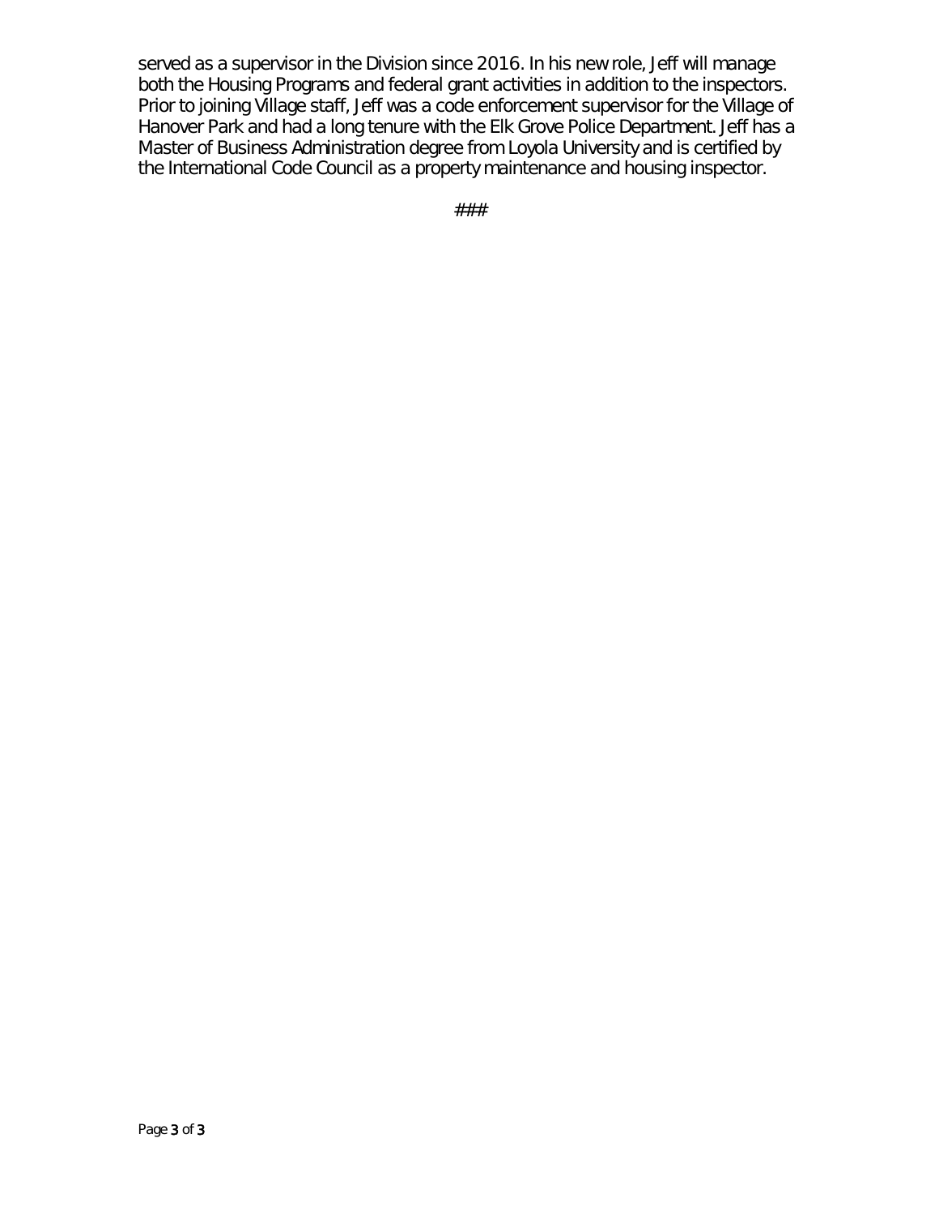served as a supervisor in the Division since 2016. In his new role, Jeff will manage both the Housing Programs and federal grant activities in addition to the inspectors. Prior to joining Village staff, Jeff was a code enforcement supervisor for the Village of Hanover Park and had a long tenure with the Elk Grove Police Department. Jeff has a Master of Business Administration degree from Loyola University and is certified by the International Code Council as a property maintenance and housing inspector.

###